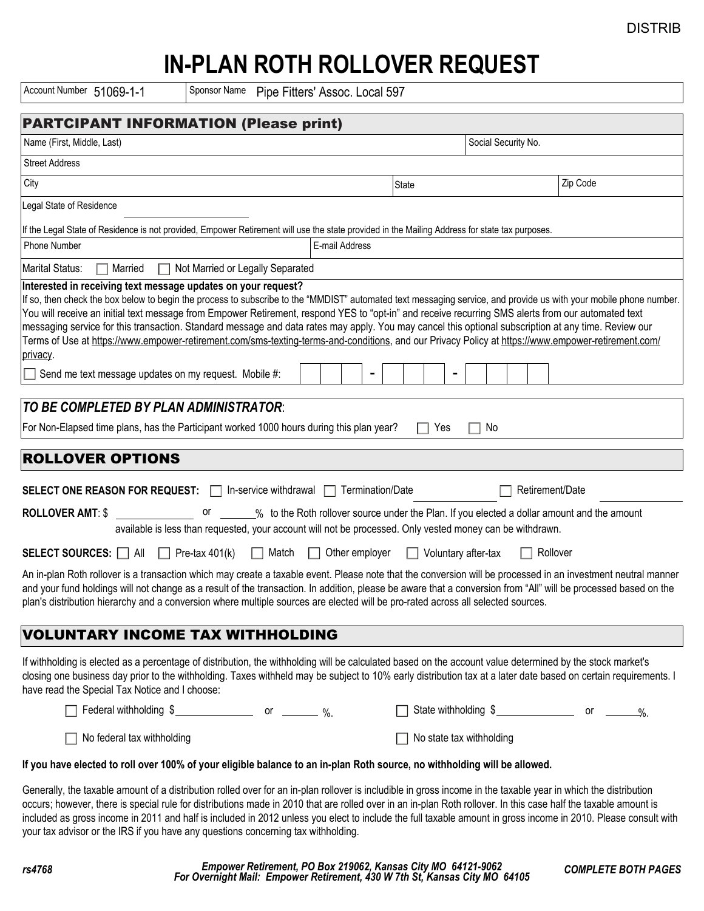DISTRIB

# IN-PLAN ROTH ROLLOVER REQUEST

| Account Number 51069-1-1 | Sponsor Name Pipe Fitters' Assoc. Local 597 |
|---|---|

## PARTCIPANT INFORMATION (Please print)

| Name (First, Middle, Last) | | Social Security No. |
|---|---|---|
| Street Address | | |
| City | State | Zip Code |

Legal State of Residence ______________

If the Legal State of Residence is not provided, Empower Retirement will use the state provided in the Mailing Address for state tax purposes.

| Phone Number | E-mail Address |
|---|---|

Marital Status: ☐ Married ☐ Not Married or Legally Separated

**Interested in receiving text message updates on your request?**
If so, then check the box below to begin the process to subscribe to the "MMDIST" automated text messaging service, and provide us with your mobile phone number. You will receive an initial text message from Empower Retirement, respond YES to "opt-in" and receive recurring SMS alerts from our automated text messaging service for this transaction. Standard message and data rates may apply. You may cancel this optional subscription at any time. Review our Terms of Use at https://www.empower-retirement.com/sms-texting-terms-and-conditions, and our Privacy Policy at https://www.empower-retirement.com/privacy.

☐ Send me text message updates on my request. Mobile #: ___ ___ ___ - ___ ___ ___ - ___ ___ ___ ___

## *TO BE COMPLETED BY PLAN ADMINISTRATOR*:

For Non-Elapsed time plans, has the Participant worked 1000 hours during this plan year? ☐ Yes ☐ No

## ROLLOVER OPTIONS

**SELECT ONE REASON FOR REQUEST:** ☐ In-service withdrawal ☐ Termination/Date ______________ ☐ Retirement/Date ______________

**ROLLOVER AMT**: $ ______________ or ______% to the Roth rollover source under the Plan. If you elected a dollar amount and the amount available is less than requested, your account will not be processed. Only vested money can be withdrawn.

**SELECT SOURCES:** ☐ All ☐ Pre-tax 401(k) ☐ Match ☐ Other employer ☐ Voluntary after-tax ☐ Rollover

An in-plan Roth rollover is a transaction which may create a taxable event. Please note that the conversion will be processed in an investment neutral manner and your fund holdings will not change as a result of the transaction. In addition, please be aware that a conversion from "All" will be processed based on the plan's distribution hierarchy and a conversion where multiple sources are elected will be pro-rated across all selected sources.

## VOLUNTARY INCOME TAX WITHHOLDING

If withholding is elected as a percentage of distribution, the withholding will be calculated based on the account value determined by the stock market's closing one business day prior to the withholding. Taxes withheld may be subject to 10% early distribution tax at a later date based on certain requirements. I have read the Special Tax Notice and I choose:

☐ Federal withholding $______________ or ______%.  ☐ State withholding $______________ or ______%.

☐ No federal tax withholding  ☐ No state tax withholding

**If you have elected to roll over 100% of your eligible balance to an in-plan Roth source, no withholding will be allowed.**

Generally, the taxable amount of a distribution rolled over for an in-plan rollover is includible in gross income in the taxable year in which the distribution occurs; however, there is special rule for distributions made in 2010 that are rolled over in an in-plan Roth rollover. In this case half the taxable amount is included as gross income in 2011 and half is included in 2012 unless you elect to include the full taxable amount in gross income in 2010. Please consult with your tax advisor or the IRS if you have any questions concerning tax withholding.

*rs4768*

***Empower Retirement, PO Box 219062, Kansas City MO 64121-9062***
***For Overnight Mail: Empower Retirement, 430 W 7th St, Kansas City MO 64105***

***COMPLETE BOTH PAGES***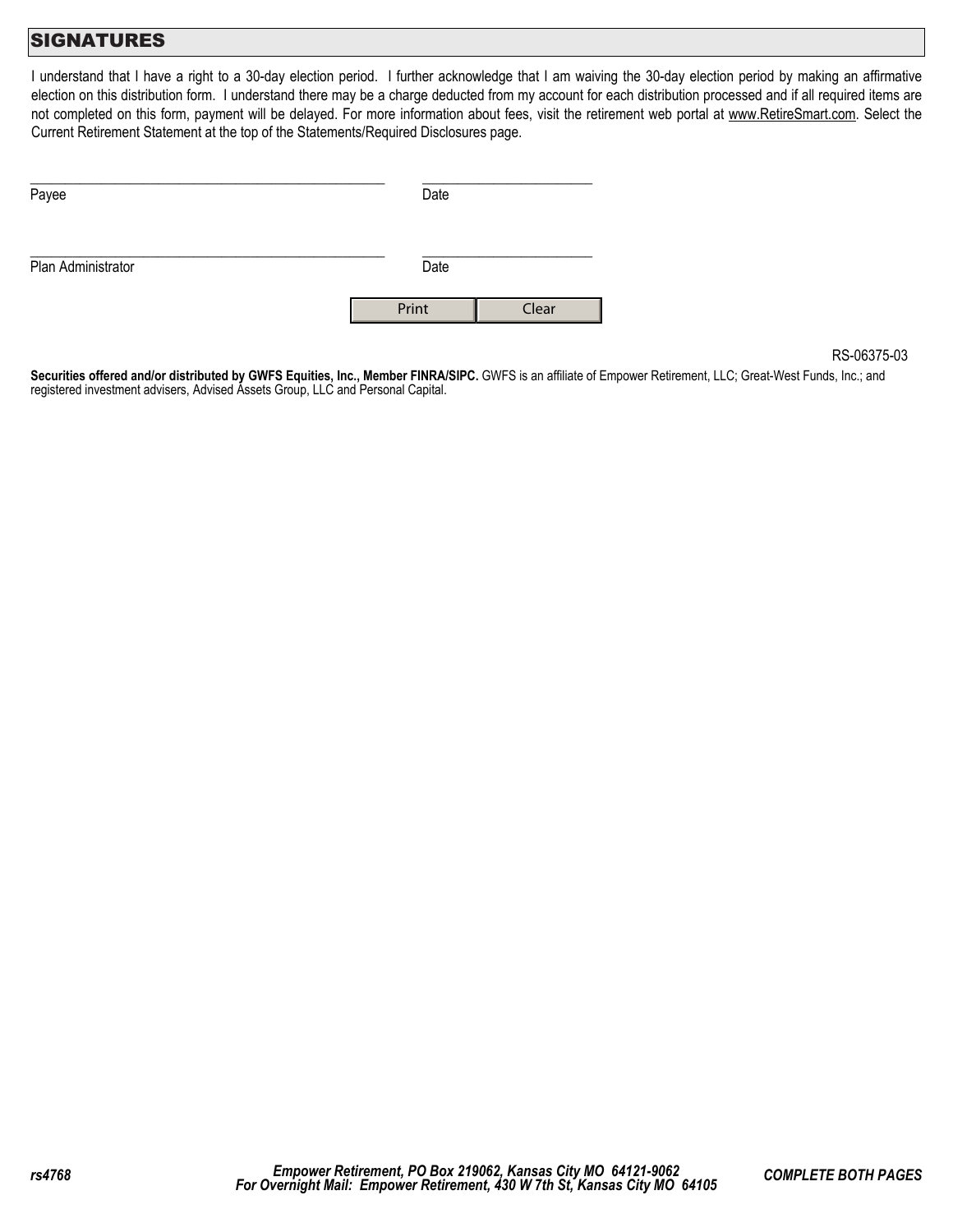## SIGNATURES

I understand that I have a right to a 30-day election period. I further acknowledge that I am waiving the 30-day election period by making an affirmative election on this distribution form. I understand there may be a charge deducted from my account for each distribution processed and if all required items are not completed on this form, payment will be delayed. For more information about fees, visit the retirement web portal at www.RetireSmart.com. Select the Current Retirement Statement at the top of the Statements/Required Disclosures page.

\_\_\_\_\_\_\_\_\_\_\_\_\_\_\_\_\_\_\_\_\_\_\_\_\_\_\_\_\_\_\_\_\_\_\_\_\_\_\_\_\_\_\_\_ \_\_\_\_\_\_\_\_\_\_\_\_\_\_\_\_\_\_\_\_\_\_\_\_
Payee Date

\_\_\_\_\_\_\_\_\_\_\_\_\_\_\_\_\_\_\_\_\_\_\_\_\_\_\_\_\_\_\_\_\_\_\_\_\_\_\_\_\_\_\_\_ \_\_\_\_\_\_\_\_\_\_\_\_\_\_\_\_\_\_\_\_\_\_\_\_
Plan Administrator Date

Print Clear

RS-06375-03

**Securities offered and/or distributed by GWFS Equities, Inc., Member FINRA/SIPC.** GWFS is an affiliate of Empower Retirement, LLC; Great-West Funds, Inc.; and registered investment advisers, Advised Assets Group, LLC and Personal Capital.

***rs4768***

***Empower Retirement, PO Box 219062, Kansas City MO 64121-9062***
***For Overnight Mail: Empower Retirement, 430 W 7th St, Kansas City MO 64105***

***COMPLETE BOTH PAGES***